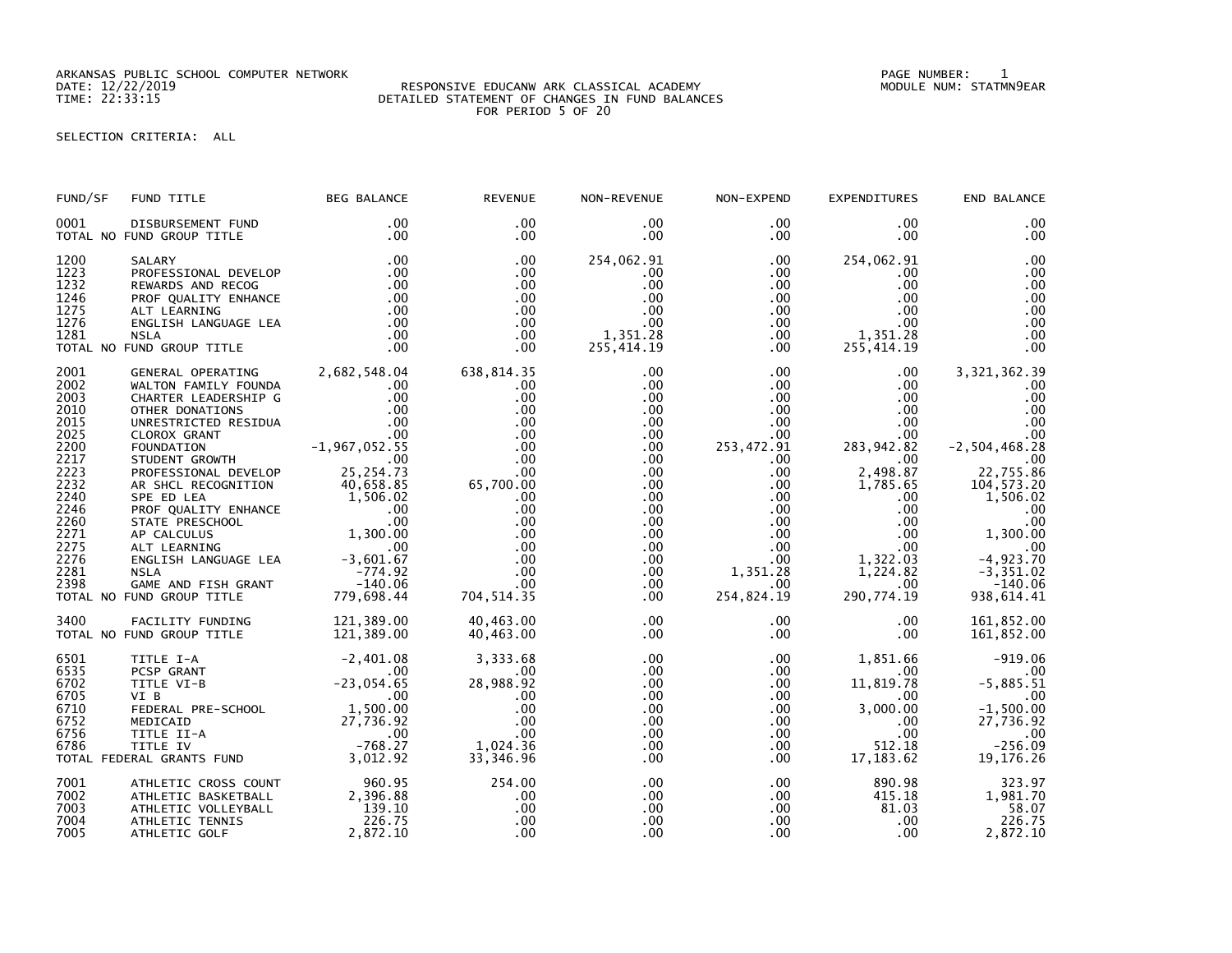ARKANSAS PUBLIC SCHOOL COMPUTER NETWORK
DATE: 12/22/2019
TIME: 22:33:15

RESPONSIVE EDUCANW ARK CLASSICAL ACADEMY
DETAILED STATEMENT OF CHANGES IN FUND BALANCES
FOR PERIOD 5 OF 20

PAGE NUMBER: 1
MODULE NUM: STATMN9EAR

SELECTION CRITERIA: ALL

| FUND/SF | FUND TITLE | BEG BALANCE | REVENUE | NON-REVENUE | NON-EXPEND | EXPENDITURES | END BALANCE |
|---|---|---|---|---|---|---|---|
| 0001 | DISBURSEMENT FUND | .00 | .00 | .00 | .00 | .00 | .00 |
| | TOTAL NO FUND GROUP TITLE | .00 | .00 | .00 | .00 | .00 | .00 |
| 1200 | SALARY | .00 | .00 | 254,062.91 | .00 | 254,062.91 | .00 |
| 1223 | PROFESSIONAL DEVELOP | .00 | .00 | .00 | .00 | .00 | .00 |
| 1232 | REWARDS AND RECOG | .00 | .00 | .00 | .00 | .00 | .00 |
| 1246 | PROF QUALITY ENHANCE | .00 | .00 | .00 | .00 | .00 | .00 |
| 1275 | ALT LEARNING | .00 | .00 | .00 | .00 | .00 | .00 |
| 1276 | ENGLISH LANGUAGE LEA | .00 | .00 | .00 | .00 | .00 | .00 |
| 1281 | NSLA | .00 | .00 | 1,351.28 | .00 | 1,351.28 | .00 |
| | TOTAL NO FUND GROUP TITLE | .00 | .00 | 255,414.19 | .00 | 255,414.19 | .00 |
| 2001 | GENERAL OPERATING | 2,682,548.04 | 638,814.35 | .00 | .00 | .00 | 3,321,362.39 |
| 2002 | WALTON FAMILY FOUNDA | .00 | .00 | .00 | .00 | .00 | .00 |
| 2003 | CHARTER LEADERSHIP G | .00 | .00 | .00 | .00 | .00 | .00 |
| 2010 | OTHER DONATIONS | .00 | .00 | .00 | .00 | .00 | .00 |
| 2015 | UNRESTRICTED RESIDUA | .00 | .00 | .00 | .00 | .00 | .00 |
| 2025 | CLOROX GRANT | .00 | .00 | .00 | .00 | .00 | .00 |
| 2200 | FOUNDATION | -1,967,052.55 | .00 | .00 | 253,472.91 | 283,942.82 | -2,504,468.28 |
| 2217 | STUDENT GROWTH | .00 | .00 | .00 | .00 | .00 | .00 |
| 2223 | PROFESSIONAL DEVELOP | 25,254.73 | .00 | .00 | .00 | 2,498.87 | 22,755.86 |
| 2232 | AR SHCL RECOGNITION | 40,658.85 | 65,700.00 | .00 | .00 | 1,785.65 | 104,573.20 |
| 2240 | SPE ED LEA | 1,506.02 | .00 | .00 | .00 | .00 | 1,506.02 |
| 2246 | PROF QUALITY ENHANCE | .00 | .00 | .00 | .00 | .00 | .00 |
| 2260 | STATE PRESCHOOL | .00 | .00 | .00 | .00 | .00 | .00 |
| 2271 | AP CALCULUS | 1,300.00 | .00 | .00 | .00 | .00 | 1,300.00 |
| 2275 | ALT LEARNING | .00 | .00 | .00 | .00 | .00 | .00 |
| 2276 | ENGLISH LANGUAGE LEA | -3,601.67 | .00 | .00 | .00 | 1,322.03 | -4,923.70 |
| 2281 | NSLA | -774.92 | .00 | .00 | 1,351.28 | 1,224.82 | -3,351.02 |
| 2398 | GAME AND FISH GRANT | -140.06 | .00 | .00 | .00 | .00 | -140.06 |
| | TOTAL NO FUND GROUP TITLE | 779,698.44 | 704,514.35 | .00 | 254,824.19 | 290,774.19 | 938,614.41 |
| 3400 | FACILITY FUNDING | 121,389.00 | 40,463.00 | .00 | .00 | .00 | 161,852.00 |
| | TOTAL NO FUND GROUP TITLE | 121,389.00 | 40,463.00 | .00 | .00 | .00 | 161,852.00 |
| 6501 | TITLE I-A | -2,401.08 | 3,333.68 | .00 | .00 | 1,851.66 | -919.06 |
| 6535 | PCSP GRANT | .00 | .00 | .00 | .00 | .00 | .00 |
| 6702 | TITLE VI-B | -23,054.65 | 28,988.92 | .00 | .00 | 11,819.78 | -5,885.51 |
| 6705 | VI B | .00 | .00 | .00 | .00 | .00 | .00 |
| 6710 | FEDERAL PRE-SCHOOL | 1,500.00 | .00 | .00 | .00 | 3,000.00 | -1,500.00 |
| 6752 | MEDICAID | 27,736.92 | .00 | .00 | .00 | .00 | 27,736.92 |
| 6756 | TITLE II-A | .00 | .00 | .00 | .00 | .00 | .00 |
| 6786 | TITLE IV | -768.27 | 1,024.36 | .00 | .00 | 512.18 | -256.09 |
| | TOTAL FEDERAL GRANTS FUND | 3,012.92 | 33,346.96 | .00 | .00 | 17,183.62 | 19,176.26 |
| 7001 | ATHLETIC CROSS COUNT | 960.95 | 254.00 | .00 | .00 | 890.98 | 323.97 |
| 7002 | ATHLETIC BASKETBALL | 2,396.88 | .00 | .00 | .00 | 415.18 | 1,981.70 |
| 7003 | ATHLETIC VOLLEYBALL | 139.10 | .00 | .00 | .00 | 81.03 | 58.07 |
| 7004 | ATHLETIC TENNIS | 226.75 | .00 | .00 | .00 | .00 | 226.75 |
| 7005 | ATHLETIC GOLF | 2,872.10 | .00 | .00 | .00 | .00 | 2,872.10 |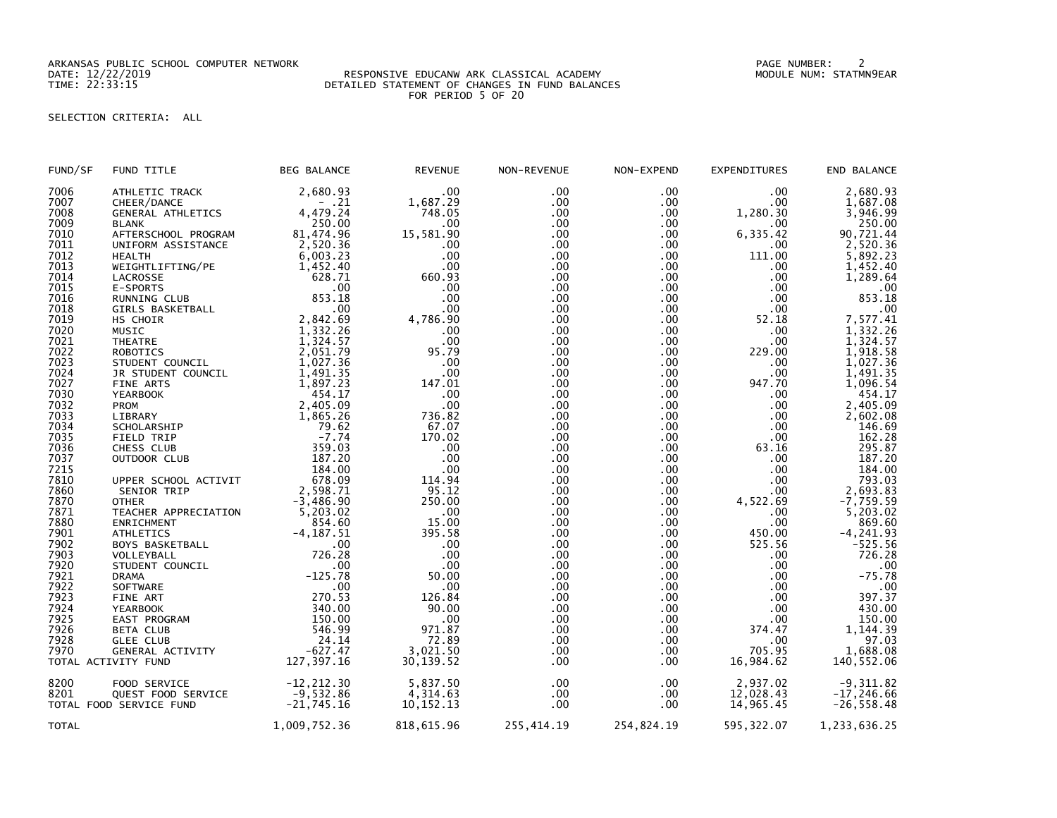ARKANSAS PUBLIC SCHOOL COMPUTER NETWORK

DATE: 12/22/2019

TIME: 22:33:15

RESPONSIVE EDUCANW ARK CLASSICAL ACADEMY

DETAILED STATEMENT OF CHANGES IN FUND BALANCES

FOR PERIOD 5 OF 20

PAGE NUMBER: 2

MODULE NUM: STATMN9EAR

SELECTION CRITERIA: ALL

| FUND/SF | FUND TITLE | BEG BALANCE | REVENUE | NON-REVENUE | NON-EXPEND | EXPENDITURES | END BALANCE |
|---|---|---|---|---|---|---|---|
| 7006 | ATHLETIC TRACK | 2,680.93 | .00 | .00 | .00 | .00 | 2,680.93 |
| 7007 | CHEER/DANCE | - .21 | 1,687.29 | .00 | .00 | .00 | 1,687.08 |
| 7008 | GENERAL ATHLETICS | 4,479.24 | 748.05 | .00 | .00 | 1,280.30 | 3,946.99 |
| 7009 | BLANK | 250.00 | .00 | .00 | .00 | .00 | 250.00 |
| 7010 | AFTERSCHOOL PROGRAM | 81,474.96 | 15,581.90 | .00 | .00 | 6,335.42 | 90,721.44 |
| 7011 | UNIFORM ASSISTANCE | 2,520.36 | .00 | .00 | .00 | .00 | 2,520.36 |
| 7012 | HEALTH | 6,003.23 | .00 | .00 | .00 | 111.00 | 5,892.23 |
| 7013 | WEIGHTLIFTING/PE | 1,452.40 | .00 | .00 | .00 | .00 | 1,452.40 |
| 7014 | LACROSSE | 628.71 | 660.93 | .00 | .00 | .00 | 1,289.64 |
| 7015 | E-SPORTS | .00 | .00 | .00 | .00 | .00 | .00 |
| 7016 | RUNNING CLUB | 853.18 | .00 | .00 | .00 | .00 | 853.18 |
| 7018 | GIRLS BASKETBALL | .00 | .00 | .00 | .00 | .00 | .00 |
| 7019 | HS CHOIR | 2,842.69 | 4,786.90 | .00 | .00 | 52.18 | 7,577.41 |
| 7020 | MUSIC | 1,332.26 | .00 | .00 | .00 | .00 | 1,332.26 |
| 7021 | THEATRE | 1,324.57 | .00 | .00 | .00 | .00 | 1,324.57 |
| 7022 | ROBOTICS | 2,051.79 | 95.79 | .00 | .00 | 229.00 | 1,918.58 |
| 7023 | STUDENT COUNCIL | 1,027.36 | .00 | .00 | .00 | .00 | 1,027.36 |
| 7024 | JR STUDENT COUNCIL | 1,491.35 | .00 | .00 | .00 | .00 | 1,491.35 |
| 7027 | FINE ARTS | 1,897.23 | 147.01 | .00 | .00 | 947.70 | 1,096.54 |
| 7030 | YEARBOOK | 454.17 | .00 | .00 | .00 | .00 | 454.17 |
| 7032 | PROM | 2,405.09 | .00 | .00 | .00 | .00 | 2,405.09 |
| 7033 | LIBRARY | 1,865.26 | 736.82 | .00 | .00 | .00 | 2,602.08 |
| 7034 | SCHOLARSHIP | 79.62 | 67.07 | .00 | .00 | .00 | 146.69 |
| 7035 | FIELD TRIP | -7.74 | 170.02 | .00 | .00 | .00 | 162.28 |
| 7036 | CHESS CLUB | 359.03 | .00 | .00 | .00 | 63.16 | 295.87 |
| 7037 | OUTDOOR CLUB | 187.20 | .00 | .00 | .00 | .00 | 187.20 |
| 7215 | | 184.00 | .00 | .00 | .00 | .00 | 184.00 |
| 7810 | UPPER SCHOOL ACTIVIT | 678.09 | 114.94 | .00 | .00 | .00 | 793.03 |
| 7860 | SENIOR TRIP | 2,598.71 | 95.12 | .00 | .00 | .00 | 2,693.83 |
| 7870 | OTHER | -3,486.90 | 250.00 | .00 | .00 | 4,522.69 | -7,759.59 |
| 7871 | TEACHER APPRECIATION | 5,203.02 | .00 | .00 | .00 | .00 | 5,203.02 |
| 7880 | ENRICHMENT | 854.60 | 15.00 | .00 | .00 | .00 | 869.60 |
| 7901 | ATHLETICS | -4,187.51 | 395.58 | .00 | .00 | 450.00 | -4,241.93 |
| 7902 | BOYS BASKETBALL | .00 | .00 | .00 | .00 | 525.56 | -525.56 |
| 7903 | VOLLEYBALL | 726.28 | .00 | .00 | .00 | .00 | 726.28 |
| 7920 | STUDENT COUNCIL | .00 | .00 | .00 | .00 | .00 | .00 |
| 7921 | DRAMA | -125.78 | 50.00 | .00 | .00 | .00 | -75.78 |
| 7922 | SOFTWARE | .00 | .00 | .00 | .00 | .00 | .00 |
| 7923 | FINE ART | 270.53 | 126.84 | .00 | .00 | .00 | 397.37 |
| 7924 | YEARBOOK | 340.00 | 90.00 | .00 | .00 | .00 | 430.00 |
| 7925 | EAST PROGRAM | 150.00 | .00 | .00 | .00 | .00 | 150.00 |
| 7926 | BETA CLUB | 546.99 | 971.87 | .00 | .00 | 374.47 | 1,144.39 |
| 7928 | GLEE CLUB | 24.14 | 72.89 | .00 | .00 | .00 | 97.03 |
| 7970 | GENERAL ACTIVITY | -627.47 | 3,021.50 | .00 | .00 | 705.95 | 1,688.08 |
| TOTAL ACTIVITY FUND | | 127,397.16 | 30,139.52 | .00 | .00 | 16,984.62 | 140,552.06 |
| 8200 | FOOD SERVICE | -12,212.30 | 5,837.50 | .00 | .00 | 2,937.02 | -9,311.82 |
| 8201 | QUEST FOOD SERVICE | -9,532.86 | 4,314.63 | .00 | .00 | 12,028.43 | -17,246.66 |
| TOTAL FOOD SERVICE FUND | | -21,745.16 | 10,152.13 | .00 | .00 | 14,965.45 | -26,558.48 |
| TOTAL | | 1,009,752.36 | 818,615.96 | 255,414.19 | 254,824.19 | 595,322.07 | 1,233,636.25 |